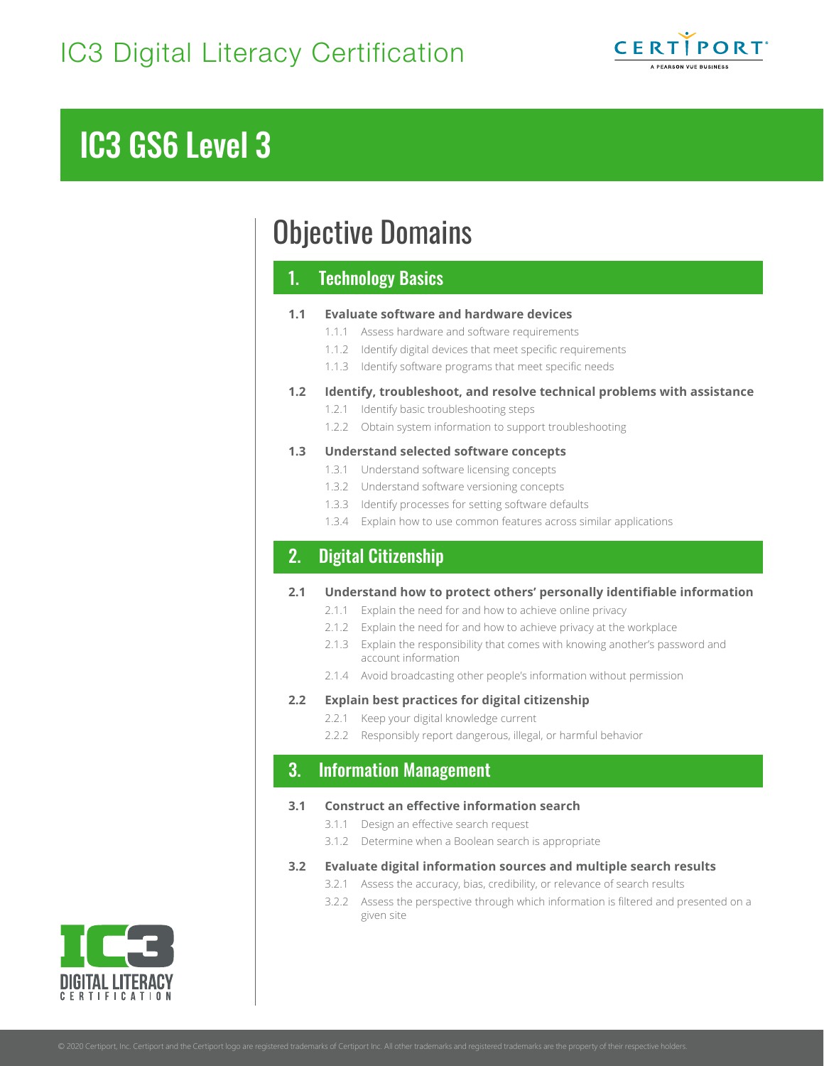# IC3 Digital Literacy Certification

# IC3 GS6 Level 3

## Objective Domains

### 1. Technology Basics

**1.1 Evaluate software and hardware devices**

- 1.1.1 Assess hardware and software requirements
- 1.1.2 Identify digital devices that meet specific requirements
- 1.1.3 Identify software programs that meet specific needs

**1.2 Identify, troubleshoot, and resolve technical problems with assistance**

- 1.2.1 Identify basic troubleshooting steps
- 1.2.2 Obtain system information to support troubleshooting

**1.3 Understand selected software concepts**

- 1.3.1 Understand software licensing concepts
- 1.3.2 Understand software versioning concepts
- 1.3.3 Identify processes for setting software defaults
- 1.3.4 Explain how to use common features across similar applications

### 2. Digital Citizenship

**2.1 Understand how to protect others' personally identifiable information**

- 2.1.1 Explain the need for and how to achieve online privacy
- 2.1.2 Explain the need for and how to achieve privacy at the workplace
- 2.1.3 Explain the responsibility that comes with knowing another's password and account information
- 2.1.4 Avoid broadcasting other people's information without permission

**2.2 Explain best practices for digital citizenship**

- 2.2.1 Keep your digital knowledge current
- 2.2.2 Responsibly report dangerous, illegal, or harmful behavior

### 3. Information Management

**3.1 Construct an effective information search**

- 3.1.1 Design an effective search request
- 3.1.2 Determine when a Boolean search is appropriate

**3.2 Evaluate digital information sources and multiple search results**

- 3.2.1 Assess the accuracy, bias, credibility, or relevance of search results
- 3.2.2 Assess the perspective through which information is filtered and presented on a given site

© 2020 Certiport, Inc. Certiport and the Certiport logo are registered trademarks of Certiport Inc. All other trademarks and registered trademarks are the property of their respective holders.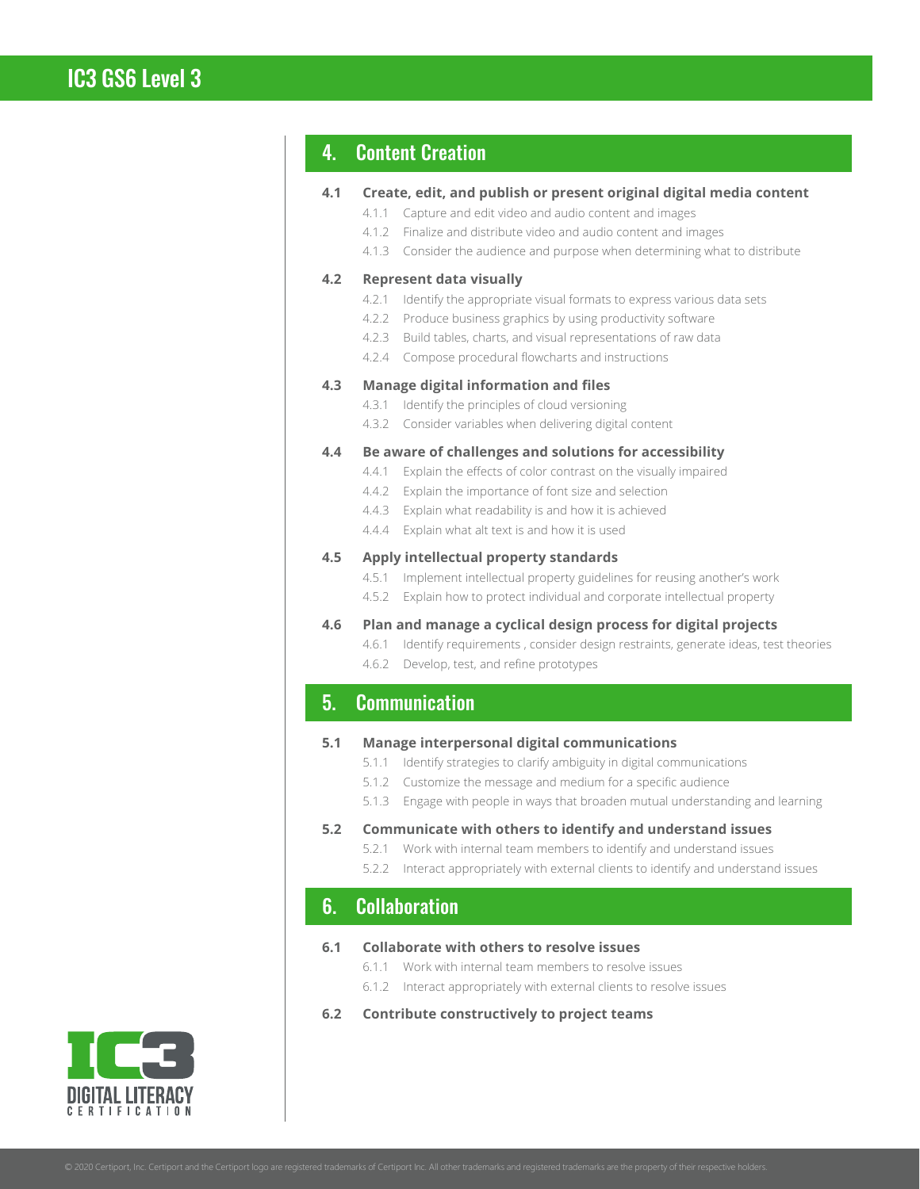## 4. Content Creation

**4.1 Create, edit, and publish or present original digital media content**

- 4.1.1 Capture and edit video and audio content and images
- 4.1.2 Finalize and distribute video and audio content and images
- 4.1.3 Consider the audience and purpose when determining what to distribute

**4.2 Represent data visually**

- 4.2.1 Identify the appropriate visual formats to express various data sets
- 4.2.2 Produce business graphics by using productivity software
- 4.2.3 Build tables, charts, and visual representations of raw data
- 4.2.4 Compose procedural flowcharts and instructions

**4.3 Manage digital information and files**

- 4.3.1 Identify the principles of cloud versioning
- 4.3.2 Consider variables when delivering digital content

**4.4 Be aware of challenges and solutions for accessibility**

- 4.4.1 Explain the effects of color contrast on the visually impaired
- 4.4.2 Explain the importance of font size and selection
- 4.4.3 Explain what readability is and how it is achieved
- 4.4.4 Explain what alt text is and how it is used

**4.5 Apply intellectual property standards**

- 4.5.1 Implement intellectual property guidelines for reusing another's work
- 4.5.2 Explain how to protect individual and corporate intellectual property

**4.6 Plan and manage a cyclical design process for digital projects**

- 4.6.1 Identify requirements , consider design restraints, generate ideas, test theories
- 4.6.2 Develop, test, and refine prototypes

## 5. Communication

**5.1 Manage interpersonal digital communications**

- 5.1.1 Identify strategies to clarify ambiguity in digital communications
- 5.1.2 Customize the message and medium for a specific audience
- 5.1.3 Engage with people in ways that broaden mutual understanding and learning

**5.2 Communicate with others to identify and understand issues**

- 5.2.1 Work with internal team members to identify and understand issues
- 5.2.2 Interact appropriately with external clients to identify and understand issues

## 6. Collaboration

**6.1 Collaborate with others to resolve issues**

- 6.1.1 Work with internal team members to resolve issues
- 6.1.2 Interact appropriately with external clients to resolve issues

**6.2 Contribute constructively to project teams**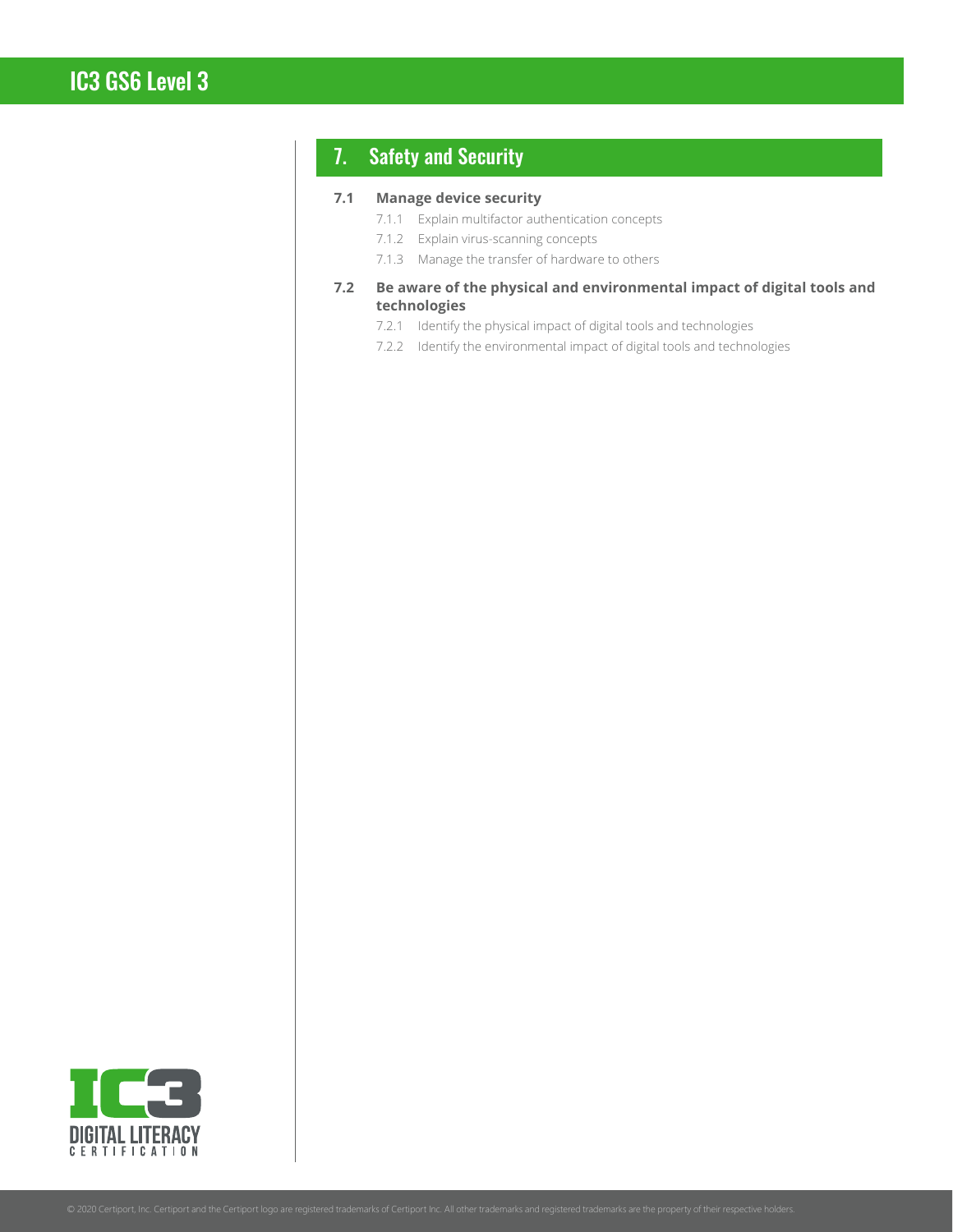## 7. Safety and Security

**7.1 Manage device security**

- 7.1.1 Explain multifactor authentication concepts
- 7.1.2 Explain virus-scanning concepts
- 7.1.3 Manage the transfer of hardware to others

**7.2 Be aware of the physical and environmental impact of digital tools and technologies**

- 7.2.1 Identify the physical impact of digital tools and technologies
- 7.2.2 Identify the environmental impact of digital tools and technologies